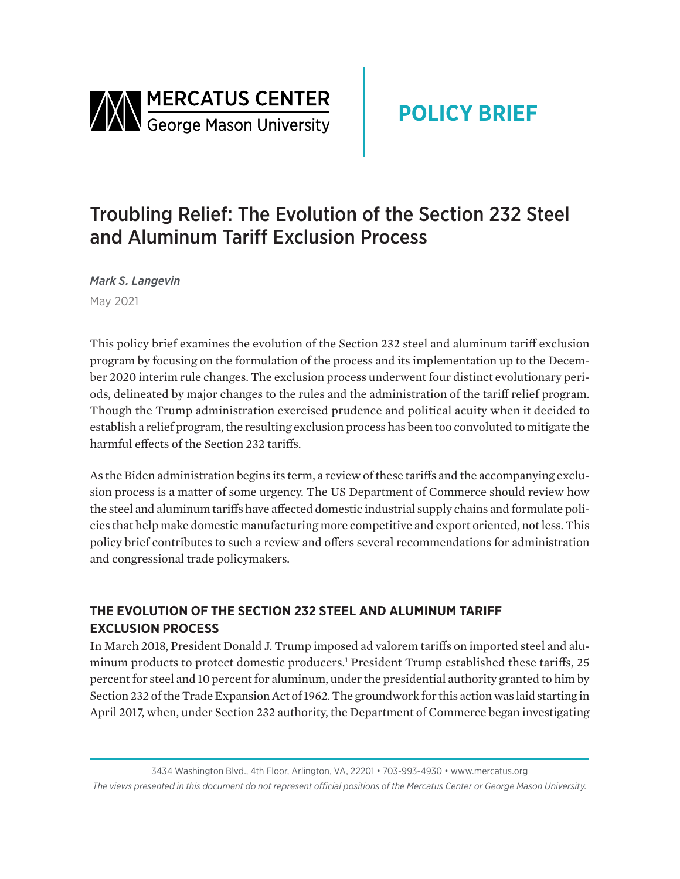MERCATUS CENTER George Mason University

POLICY BRIEF

# Troubling Relief: The Evolution of the Section 232 Steel and Aluminum Tariff Exclusion Process

*Mark S. Langevin*

May 2021

This policy brief examines the evolution of the Section 232 steel and aluminum tariff exclusion program by focusing on the formulation of the process and its implementation up to the December 2020 interim rule changes. The exclusion process underwent four distinct evolutionary periods, delineated by major changes to the rules and the administration of the tariff relief program. Though the Trump administration exercised prudence and political acuity when it decided to establish a relief program, the resulting exclusion process has been too convoluted to mitigate the harmful effects of the Section 232 tariffs.

As the Biden administration begins its term, a review of these tariffs and the accompanying exclusion process is a matter of some urgency. The US Department of Commerce should review how the steel and aluminum tariffs have affected domestic industrial supply chains and formulate policies that help make domestic manufacturing more competitive and export oriented, not less. This policy brief contributes to such a review and offers several recommendations for administration and congressional trade policymakers.

## THE EVOLUTION OF THE SECTION 232 STEEL AND ALUMINUM TARIFF EXCLUSION PROCESS

In March 2018, President Donald J. Trump imposed ad valorem tariffs on imported steel and aluminum products to protect domestic producers.[1] President Trump established these tariffs, 25 percent for steel and 10 percent for aluminum, under the presidential authority granted to him by Section 232 of the Trade Expansion Act of 1962. The groundwork for this action was laid starting in April 2017, when, under Section 232 authority, the Department of Commerce began investigating

3434 Washington Blvd., 4th Floor, Arlington, VA, 22201 • 703-993-4930 • www.mercatus.org

*The views presented in this document do not represent official positions of the Mercatus Center or George Mason University.*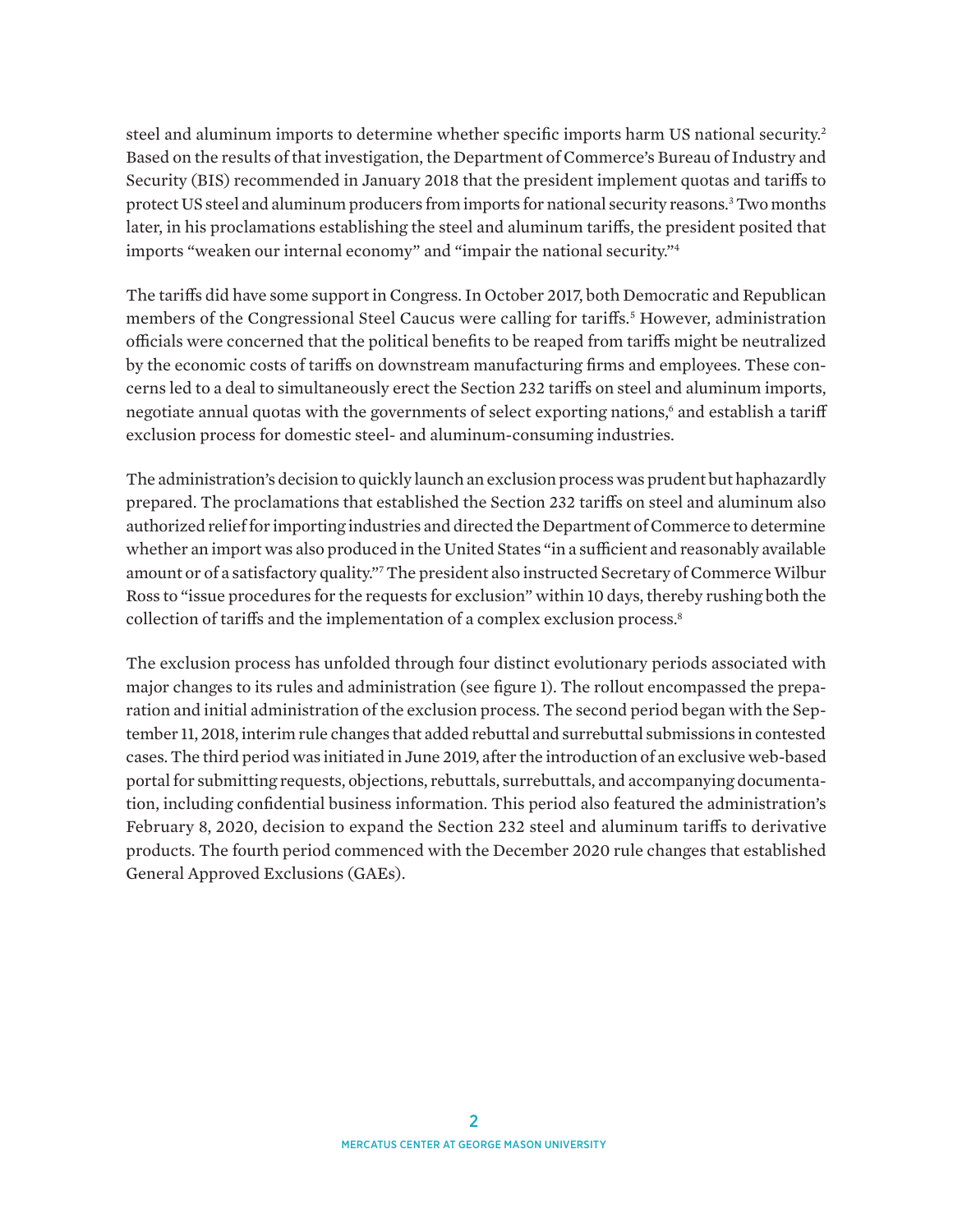steel and aluminum imports to determine whether specific imports harm US national security.[2] Based on the results of that investigation, the Department of Commerce's Bureau of Industry and Security (BIS) recommended in January 2018 that the president implement quotas and tariffs to protect US steel and aluminum producers from imports for national security reasons.[3] Two months later, in his proclamations establishing the steel and aluminum tariffs, the president posited that imports "weaken our internal economy" and "impair the national security."[4]

The tariffs did have some support in Congress. In October 2017, both Democratic and Republican members of the Congressional Steel Caucus were calling for tariffs.[5] However, administration officials were concerned that the political benefits to be reaped from tariffs might be neutralized by the economic costs of tariffs on downstream manufacturing firms and employees. These concerns led to a deal to simultaneously erect the Section 232 tariffs on steel and aluminum imports, negotiate annual quotas with the governments of select exporting nations,[6] and establish a tariff exclusion process for domestic steel- and aluminum-consuming industries.

The administration's decision to quickly launch an exclusion process was prudent but haphazardly prepared. The proclamations that established the Section 232 tariffs on steel and aluminum also authorized relief for importing industries and directed the Department of Commerce to determine whether an import was also produced in the United States "in a sufficient and reasonably available amount or of a satisfactory quality."[7] The president also instructed Secretary of Commerce Wilbur Ross to "issue procedures for the requests for exclusion" within 10 days, thereby rushing both the collection of tariffs and the implementation of a complex exclusion process.[8]

The exclusion process has unfolded through four distinct evolutionary periods associated with major changes to its rules and administration (see figure 1). The rollout encompassed the preparation and initial administration of the exclusion process. The second period began with the September 11, 2018, interim rule changes that added rebuttal and surrebuttal submissions in contested cases. The third period was initiated in June 2019, after the introduction of an exclusive web-based portal for submitting requests, objections, rebuttals, surrebuttals, and accompanying documentation, including confidential business information. This period also featured the administration's February 8, 2020, decision to expand the Section 232 steel and aluminum tariffs to derivative products. The fourth period commenced with the December 2020 rule changes that established General Approved Exclusions (GAEs).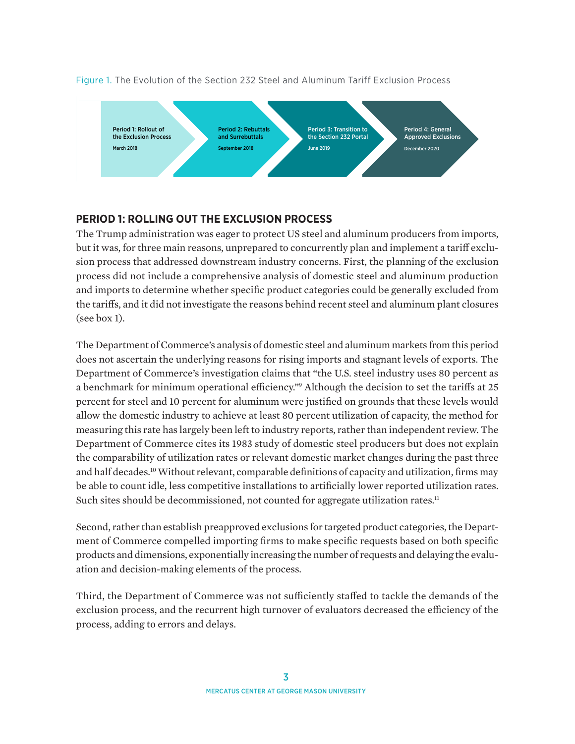Figure 1. The Evolution of the Section 232 Steel and Aluminum Tariff Exclusion Process

- Period 1: Rollout of the Exclusion Process — March 2018
- Period 2: Rebuttals and Surrebuttals — September 2018
- Period 3: Transition to the Section 232 Portal — June 2019
- Period 4: General Approved Exclusions — December 2020

## PERIOD 1: ROLLING OUT THE EXCLUSION PROCESS

The Trump administration was eager to protect US steel and aluminum producers from imports, but it was, for three main reasons, unprepared to concurrently plan and implement a tariff exclusion process that addressed downstream industry concerns. First, the planning of the exclusion process did not include a comprehensive analysis of domestic steel and aluminum production and imports to determine whether specific product categories could be generally excluded from the tariffs, and it did not investigate the reasons behind recent steel and aluminum plant closures (see box 1).

The Department of Commerce's analysis of domestic steel and aluminum markets from this period does not ascertain the underlying reasons for rising imports and stagnant levels of exports. The Department of Commerce's investigation claims that "the U.S. steel industry uses 80 percent as a benchmark for minimum operational efficiency."[9] Although the decision to set the tariffs at 25 percent for steel and 10 percent for aluminum were justified on grounds that these levels would allow the domestic industry to achieve at least 80 percent utilization of capacity, the method for measuring this rate has largely been left to industry reports, rather than independent review. The Department of Commerce cites its 1983 study of domestic steel producers but does not explain the comparability of utilization rates or relevant domestic market changes during the past three and half decades.[10] Without relevant, comparable definitions of capacity and utilization, firms may be able to count idle, less competitive installations to artificially lower reported utilization rates. Such sites should be decommissioned, not counted for aggregate utilization rates.[11]

Second, rather than establish preapproved exclusions for targeted product categories, the Department of Commerce compelled importing firms to make specific requests based on both specific products and dimensions, exponentially increasing the number of requests and delaying the evaluation and decision-making elements of the process.

Third, the Department of Commerce was not sufficiently staffed to tackle the demands of the exclusion process, and the recurrent high turnover of evaluators decreased the efficiency of the process, adding to errors and delays.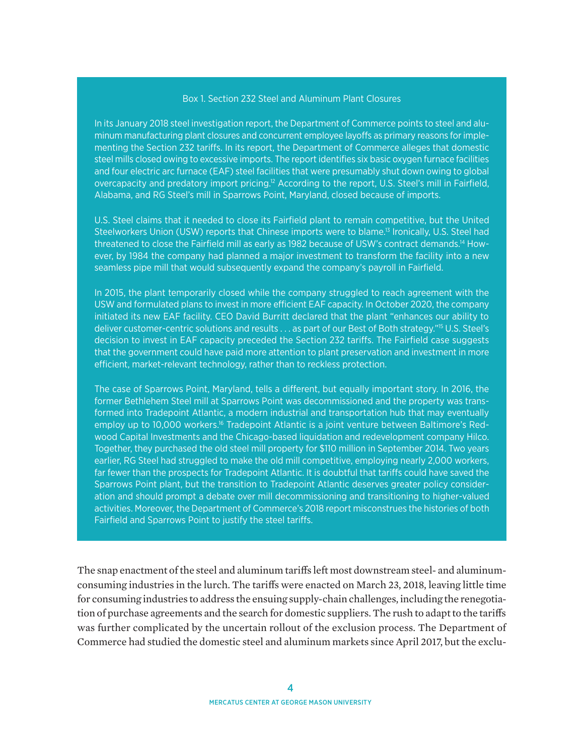### Box 1. Section 232 Steel and Aluminum Plant Closures

In its January 2018 steel investigation report, the Department of Commerce points to steel and aluminum manufacturing plant closures and concurrent employee layoffs as primary reasons for implementing the Section 232 tariffs. In its report, the Department of Commerce alleges that domestic steel mills closed owing to excessive imports. The report identifies six basic oxygen furnace facilities and four electric arc furnace (EAF) steel facilities that were presumably shut down owing to global overcapacity and predatory import pricing.[12] According to the report, U.S. Steel's mill in Fairfield, Alabama, and RG Steel's mill in Sparrows Point, Maryland, closed because of imports.

U.S. Steel claims that it needed to close its Fairfield plant to remain competitive, but the United Steelworkers Union (USW) reports that Chinese imports were to blame.[13] Ironically, U.S. Steel had threatened to close the Fairfield mill as early as 1982 because of USW's contract demands.[14] However, by 1984 the company had planned a major investment to transform the facility into a new seamless pipe mill that would subsequently expand the company's payroll in Fairfield.

In 2015, the plant temporarily closed while the company struggled to reach agreement with the USW and formulated plans to invest in more efficient EAF capacity. In October 2020, the company initiated its new EAF facility. CEO David Burritt declared that the plant "enhances our ability to deliver customer-centric solutions and results . . . as part of our Best of Both strategy."[15] U.S. Steel's decision to invest in EAF capacity preceded the Section 232 tariffs. The Fairfield case suggests that the government could have paid more attention to plant preservation and investment in more efficient, market-relevant technology, rather than to reckless protection.

The case of Sparrows Point, Maryland, tells a different, but equally important story. In 2016, the former Bethlehem Steel mill at Sparrows Point was decommissioned and the property was transformed into Tradepoint Atlantic, a modern industrial and transportation hub that may eventually employ up to 10,000 workers.[16] Tradepoint Atlantic is a joint venture between Baltimore's Redwood Capital Investments and the Chicago-based liquidation and redevelopment company Hilco. Together, they purchased the old steel mill property for $110 million in September 2014. Two years earlier, RG Steel had struggled to make the old mill competitive, employing nearly 2,000 workers, far fewer than the prospects for Tradepoint Atlantic. It is doubtful that tariffs could have saved the Sparrows Point plant, but the transition to Tradepoint Atlantic deserves greater policy consideration and should prompt a debate over mill decommissioning and transitioning to higher-valued activities. Moreover, the Department of Commerce's 2018 report misconstrues the histories of both Fairfield and Sparrows Point to justify the steel tariffs.

The snap enactment of the steel and aluminum tariffs left most downstream steel- and aluminum-consuming industries in the lurch. The tariffs were enacted on March 23, 2018, leaving little time for consuming industries to address the ensuing supply-chain challenges, including the renegotiation of purchase agreements and the search for domestic suppliers. The rush to adapt to the tariffs was further complicated by the uncertain rollout of the exclusion process. The Department of Commerce had studied the domestic steel and aluminum markets since April 2017, but the exclu-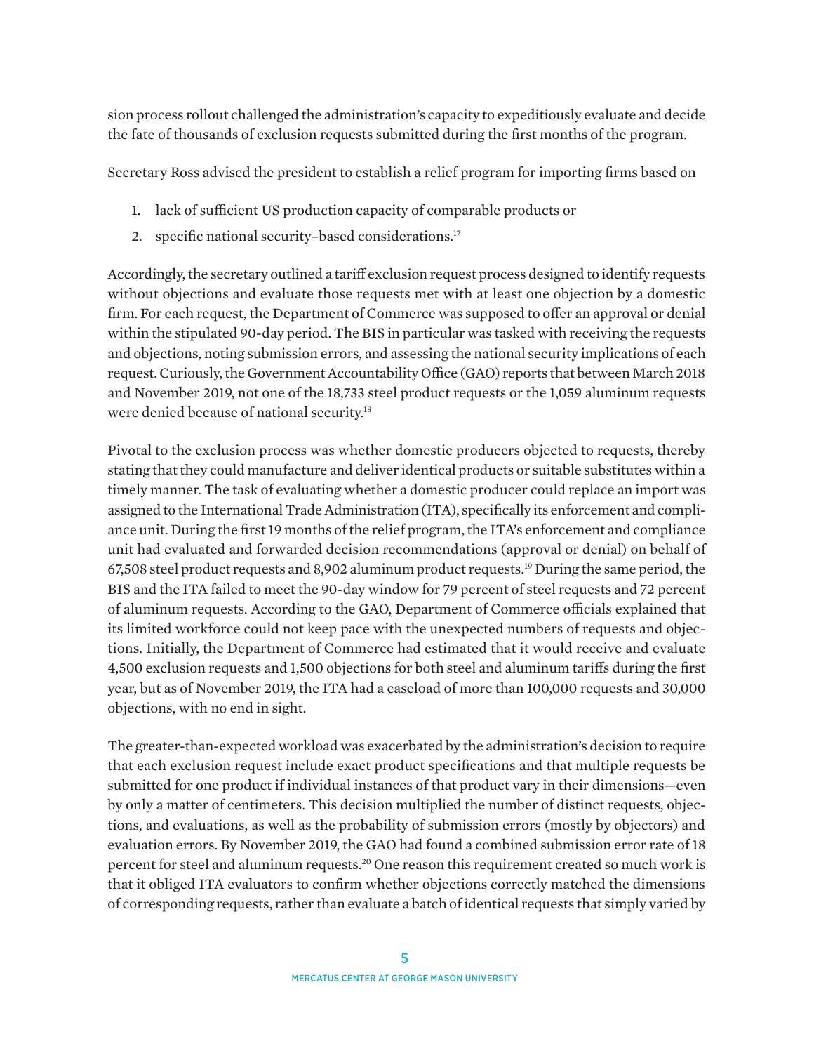sion process rollout challenged the administration's capacity to expeditiously evaluate and decide the fate of thousands of exclusion requests submitted during the first months of the program.

Secretary Ross advised the president to establish a relief program for importing firms based on

1. lack of sufficient US production capacity of comparable products or
2. specific national security–based considerations.[17]

Accordingly, the secretary outlined a tariff exclusion request process designed to identify requests without objections and evaluate those requests met with at least one objection by a domestic firm. For each request, the Department of Commerce was supposed to offer an approval or denial within the stipulated 90-day period. The BIS in particular was tasked with receiving the requests and objections, noting submission errors, and assessing the national security implications of each request. Curiously, the Government Accountability Office (GAO) reports that between March 2018 and November 2019, not one of the 18,733 steel product requests or the 1,059 aluminum requests were denied because of national security.[18]

Pivotal to the exclusion process was whether domestic producers objected to requests, thereby stating that they could manufacture and deliver identical products or suitable substitutes within a timely manner. The task of evaluating whether a domestic producer could replace an import was assigned to the International Trade Administration (ITA), specifically its enforcement and compliance unit. During the first 19 months of the relief program, the ITA's enforcement and compliance unit had evaluated and forwarded decision recommendations (approval or denial) on behalf of 67,508 steel product requests and 8,902 aluminum product requests.[19] During the same period, the BIS and the ITA failed to meet the 90-day window for 79 percent of steel requests and 72 percent of aluminum requests. According to the GAO, Department of Commerce officials explained that its limited workforce could not keep pace with the unexpected numbers of requests and objections. Initially, the Department of Commerce had estimated that it would receive and evaluate 4,500 exclusion requests and 1,500 objections for both steel and aluminum tariffs during the first year, but as of November 2019, the ITA had a caseload of more than 100,000 requests and 30,000 objections, with no end in sight.

The greater-than-expected workload was exacerbated by the administration's decision to require that each exclusion request include exact product specifications and that multiple requests be submitted for one product if individual instances of that product vary in their dimensions—even by only a matter of centimeters. This decision multiplied the number of distinct requests, objections, and evaluations, as well as the probability of submission errors (mostly by objectors) and evaluation errors. By November 2019, the GAO had found a combined submission error rate of 18 percent for steel and aluminum requests.[20] One reason this requirement created so much work is that it obliged ITA evaluators to confirm whether objections correctly matched the dimensions of corresponding requests, rather than evaluate a batch of identical requests that simply varied by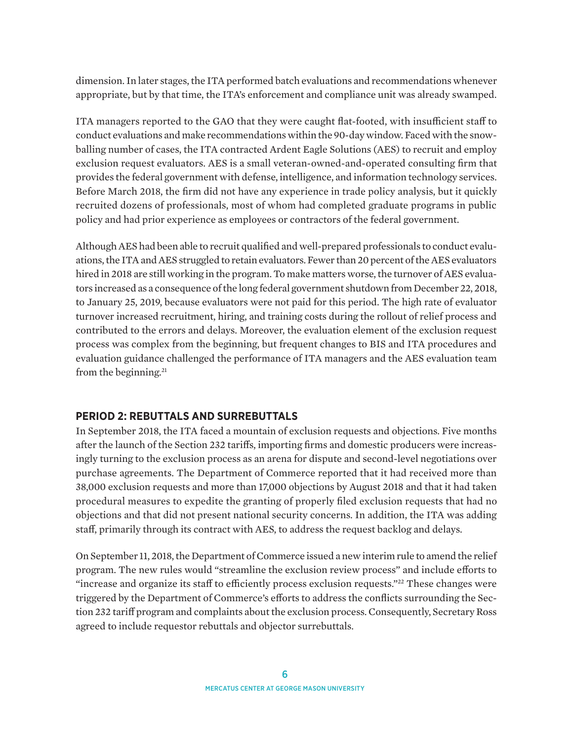dimension. In later stages, the ITA performed batch evaluations and recommendations whenever appropriate, but by that time, the ITA's enforcement and compliance unit was already swamped.

ITA managers reported to the GAO that they were caught flat-footed, with insufficient staff to conduct evaluations and make recommendations within the 90-day window. Faced with the snowballing number of cases, the ITA contracted Ardent Eagle Solutions (AES) to recruit and employ exclusion request evaluators. AES is a small veteran-owned-and-operated consulting firm that provides the federal government with defense, intelligence, and information technology services. Before March 2018, the firm did not have any experience in trade policy analysis, but it quickly recruited dozens of professionals, most of whom had completed graduate programs in public policy and had prior experience as employees or contractors of the federal government.

Although AES had been able to recruit qualified and well-prepared professionals to conduct evaluations, the ITA and AES struggled to retain evaluators. Fewer than 20 percent of the AES evaluators hired in 2018 are still working in the program. To make matters worse, the turnover of AES evaluators increased as a consequence of the long federal government shutdown from December 22, 2018, to January 25, 2019, because evaluators were not paid for this period. The high rate of evaluator turnover increased recruitment, hiring, and training costs during the rollout of relief process and contributed to the errors and delays. Moreover, the evaluation element of the exclusion request process was complex from the beginning, but frequent changes to BIS and ITA procedures and evaluation guidance challenged the performance of ITA managers and the AES evaluation team from the beginning.[21]

## PERIOD 2: REBUTTALS AND SURREBUTTALS

In September 2018, the ITA faced a mountain of exclusion requests and objections. Five months after the launch of the Section 232 tariffs, importing firms and domestic producers were increasingly turning to the exclusion process as an arena for dispute and second-level negotiations over purchase agreements. The Department of Commerce reported that it had received more than 38,000 exclusion requests and more than 17,000 objections by August 2018 and that it had taken procedural measures to expedite the granting of properly filed exclusion requests that had no objections and that did not present national security concerns. In addition, the ITA was adding staff, primarily through its contract with AES, to address the request backlog and delays.

On September 11, 2018, the Department of Commerce issued a new interim rule to amend the relief program. The new rules would "streamline the exclusion review process" and include efforts to "increase and organize its staff to efficiently process exclusion requests."[22] These changes were triggered by the Department of Commerce's efforts to address the conflicts surrounding the Section 232 tariff program and complaints about the exclusion process. Consequently, Secretary Ross agreed to include requestor rebuttals and objector surrebuttals.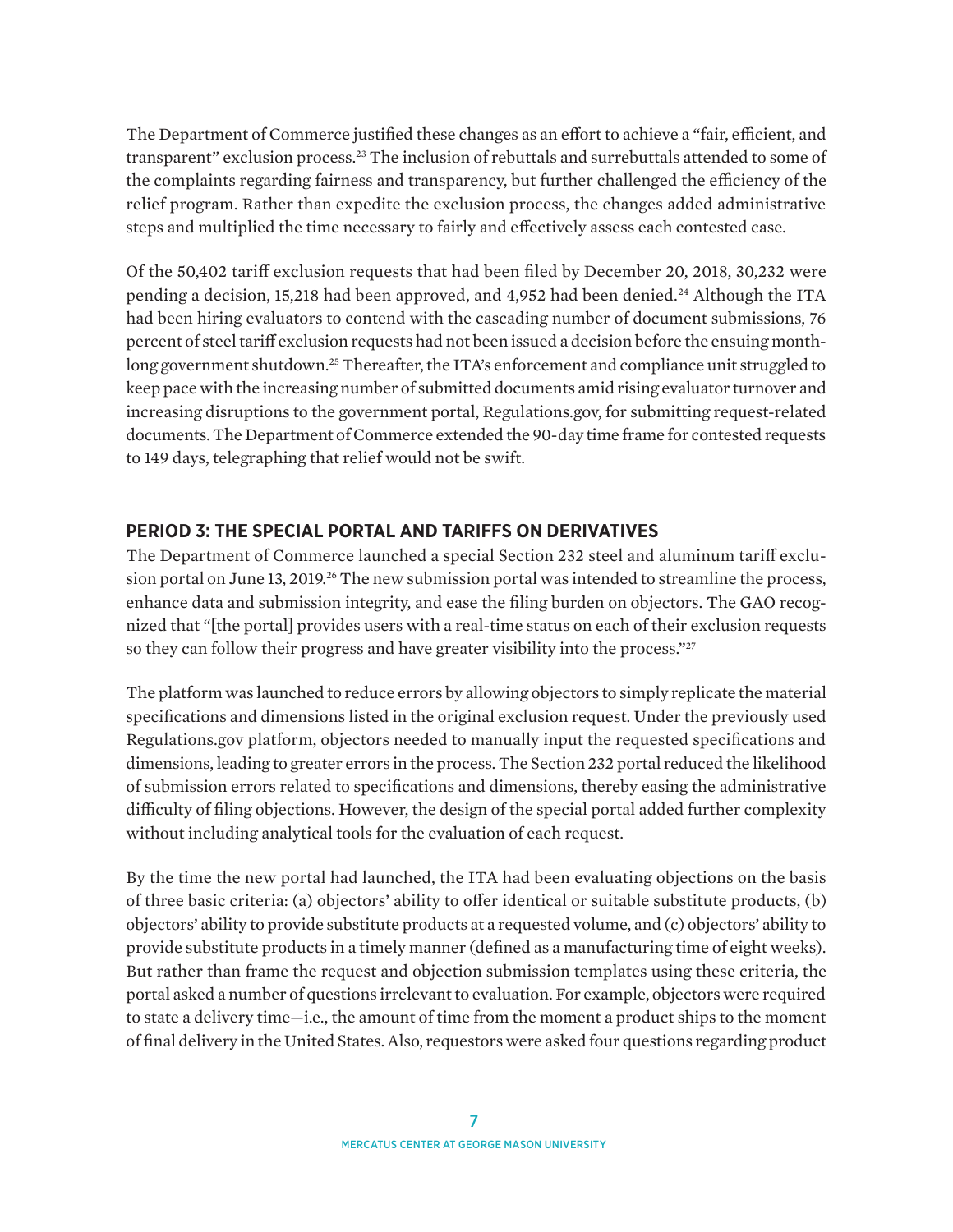The Department of Commerce justified these changes as an effort to achieve a "fair, efficient, and transparent" exclusion process.[23] The inclusion of rebuttals and surrebuttals attended to some of the complaints regarding fairness and transparency, but further challenged the efficiency of the relief program. Rather than expedite the exclusion process, the changes added administrative steps and multiplied the time necessary to fairly and effectively assess each contested case.

Of the 50,402 tariff exclusion requests that had been filed by December 20, 2018, 30,232 were pending a decision, 15,218 had been approved, and 4,952 had been denied.[24] Although the ITA had been hiring evaluators to contend with the cascading number of document submissions, 76 percent of steel tariff exclusion requests had not been issued a decision before the ensuing month-long government shutdown.[25] Thereafter, the ITA's enforcement and compliance unit struggled to keep pace with the increasing number of submitted documents amid rising evaluator turnover and increasing disruptions to the government portal, Regulations.gov, for submitting request-related documents. The Department of Commerce extended the 90-day time frame for contested requests to 149 days, telegraphing that relief would not be swift.

## PERIOD 3: THE SPECIAL PORTAL AND TARIFFS ON DERIVATIVES

The Department of Commerce launched a special Section 232 steel and aluminum tariff exclusion portal on June 13, 2019.[26] The new submission portal was intended to streamline the process, enhance data and submission integrity, and ease the filing burden on objectors. The GAO recognized that "[the portal] provides users with a real-time status on each of their exclusion requests so they can follow their progress and have greater visibility into the process."[27]

The platform was launched to reduce errors by allowing objectors to simply replicate the material specifications and dimensions listed in the original exclusion request. Under the previously used Regulations.gov platform, objectors needed to manually input the requested specifications and dimensions, leading to greater errors in the process. The Section 232 portal reduced the likelihood of submission errors related to specifications and dimensions, thereby easing the administrative difficulty of filing objections. However, the design of the special portal added further complexity without including analytical tools for the evaluation of each request.

By the time the new portal had launched, the ITA had been evaluating objections on the basis of three basic criteria: (a) objectors' ability to offer identical or suitable substitute products, (b) objectors' ability to provide substitute products at a requested volume, and (c) objectors' ability to provide substitute products in a timely manner (defined as a manufacturing time of eight weeks). But rather than frame the request and objection submission templates using these criteria, the portal asked a number of questions irrelevant to evaluation. For example, objectors were required to state a delivery time—i.e., the amount of time from the moment a product ships to the moment of final delivery in the United States. Also, requestors were asked four questions regarding product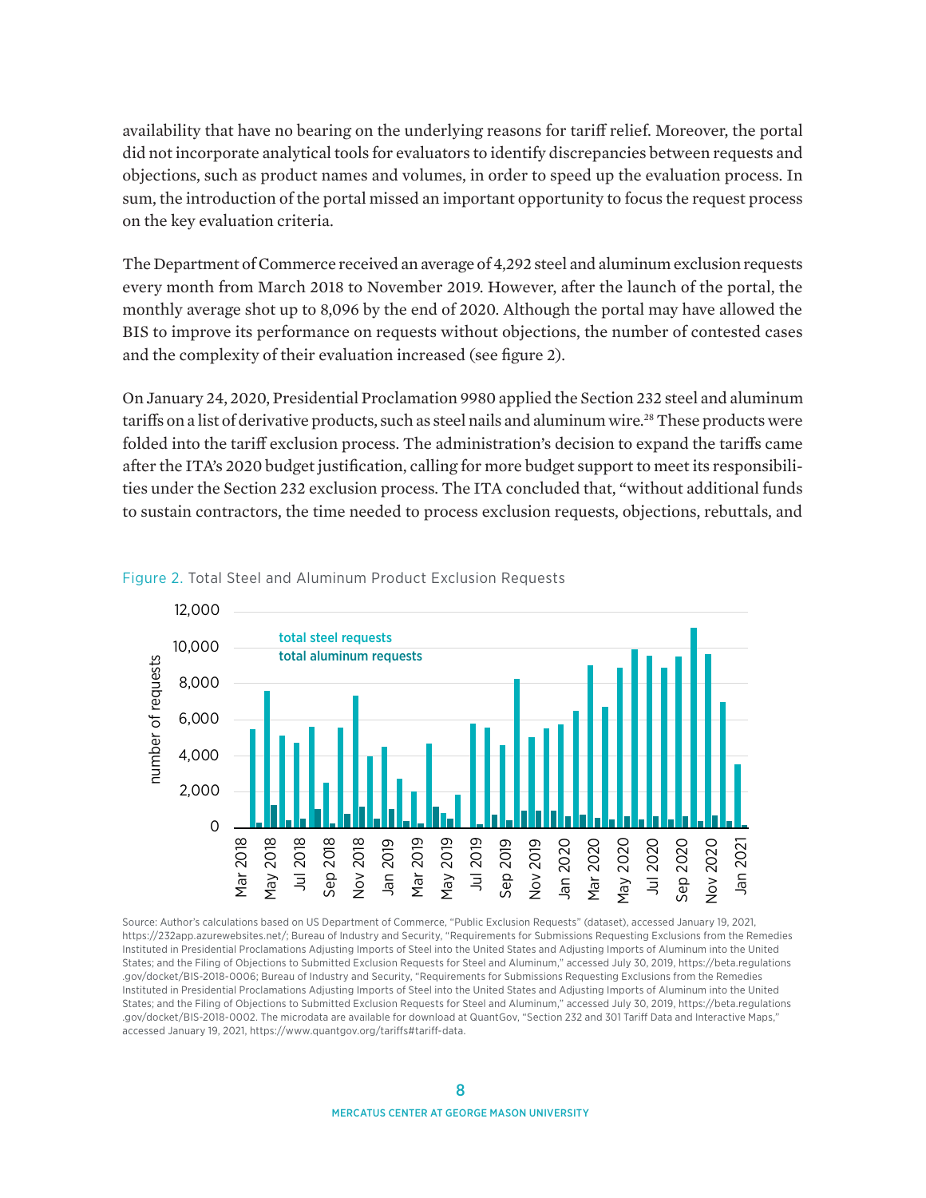availability that have no bearing on the underlying reasons for tariff relief. Moreover, the portal did not incorporate analytical tools for evaluators to identify discrepancies between requests and objections, such as product names and volumes, in order to speed up the evaluation process. In sum, the introduction of the portal missed an important opportunity to focus the request process on the key evaluation criteria.

The Department of Commerce received an average of 4,292 steel and aluminum exclusion requests every month from March 2018 to November 2019. However, after the launch of the portal, the monthly average shot up to 8,096 by the end of 2020. Although the portal may have allowed the BIS to improve its performance on requests without objections, the number of contested cases and the complexity of their evaluation increased (see figure 2).

On January 24, 2020, Presidential Proclamation 9980 applied the Section 232 steel and aluminum tariffs on a list of derivative products, such as steel nails and aluminum wire.[28] These products were folded into the tariff exclusion process. The administration's decision to expand the tariffs came after the ITA's 2020 budget justification, calling for more budget support to meet its responsibilities under the Section 232 exclusion process. The ITA concluded that, "without additional funds to sustain contractors, the time needed to process exclusion requests, objections, rebuttals, and

Figure 2. Total Steel and Aluminum Product Exclusion Requests

Source: Author's calculations based on US Department of Commerce, "Public Exclusion Requests" (dataset), accessed January 19, 2021, https://232app.azurewebsites.net/; Bureau of Industry and Security, "Requirements for Submissions Requesting Exclusions from the Remedies Instituted in Presidential Proclamations Adjusting Imports of Steel into the United States and Adjusting Imports of Aluminum into the United States; and the Filing of Objections to Submitted Exclusion Requests for Steel and Aluminum," accessed July 30, 2019, https://beta.regulations.gov/docket/BIS-2018-0006; Bureau of Industry and Security, "Requirements for Submissions Requesting Exclusions from the Remedies Instituted in Presidential Proclamations Adjusting Imports of Steel into the United States and Adjusting Imports of Aluminum into the United States; and the Filing of Objections to Submitted Exclusion Requests for Steel and Aluminum," accessed July 30, 2019, https://beta.regulations.gov/docket/BIS-2018-0002. The microdata are available for download at QuantGov, "Section 232 and 301 Tariff Data and Interactive Maps," accessed January 19, 2021, https://www.quantgov.org/tariffs#tariff-data.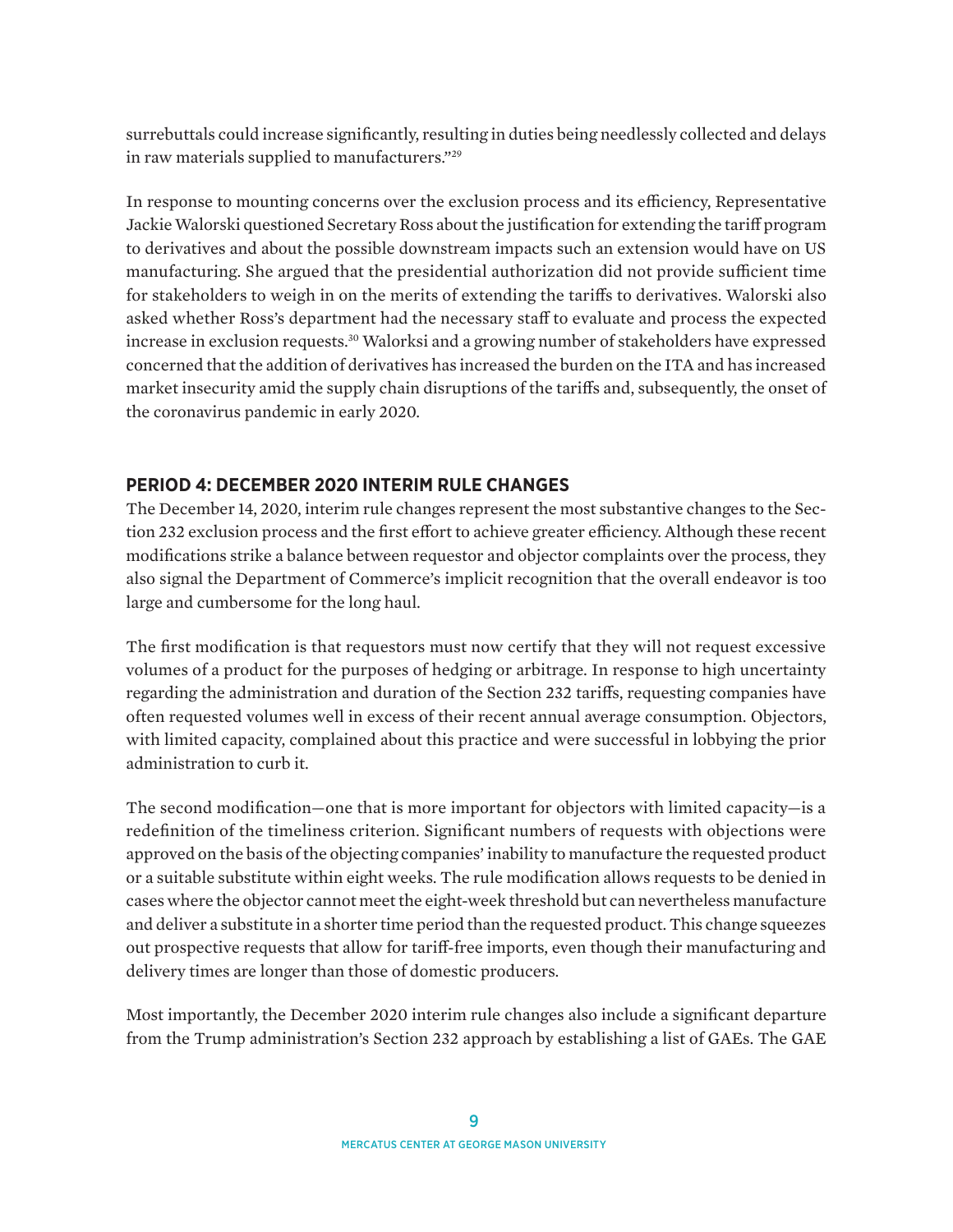surrebuttals could increase significantly, resulting in duties being needlessly collected and delays in raw materials supplied to manufacturers."[29]

In response to mounting concerns over the exclusion process and its efficiency, Representative Jackie Walorski questioned Secretary Ross about the justification for extending the tariff program to derivatives and about the possible downstream impacts such an extension would have on US manufacturing. She argued that the presidential authorization did not provide sufficient time for stakeholders to weigh in on the merits of extending the tariffs to derivatives. Walorski also asked whether Ross's department had the necessary staff to evaluate and process the expected increase in exclusion requests.[30] Walorksi and a growing number of stakeholders have expressed concerned that the addition of derivatives has increased the burden on the ITA and has increased market insecurity amid the supply chain disruptions of the tariffs and, subsequently, the onset of the coronavirus pandemic in early 2020.

## PERIOD 4: DECEMBER 2020 INTERIM RULE CHANGES

The December 14, 2020, interim rule changes represent the most substantive changes to the Section 232 exclusion process and the first effort to achieve greater efficiency. Although these recent modifications strike a balance between requestor and objector complaints over the process, they also signal the Department of Commerce's implicit recognition that the overall endeavor is too large and cumbersome for the long haul.

The first modification is that requestors must now certify that they will not request excessive volumes of a product for the purposes of hedging or arbitrage. In response to high uncertainty regarding the administration and duration of the Section 232 tariffs, requesting companies have often requested volumes well in excess of their recent annual average consumption. Objectors, with limited capacity, complained about this practice and were successful in lobbying the prior administration to curb it.

The second modification—one that is more important for objectors with limited capacity—is a redefinition of the timeliness criterion. Significant numbers of requests with objections were approved on the basis of the objecting companies' inability to manufacture the requested product or a suitable substitute within eight weeks. The rule modification allows requests to be denied in cases where the objector cannot meet the eight-week threshold but can nevertheless manufacture and deliver a substitute in a shorter time period than the requested product. This change squeezes out prospective requests that allow for tariff-free imports, even though their manufacturing and delivery times are longer than those of domestic producers.

Most importantly, the December 2020 interim rule changes also include a significant departure from the Trump administration's Section 232 approach by establishing a list of GAEs. The GAE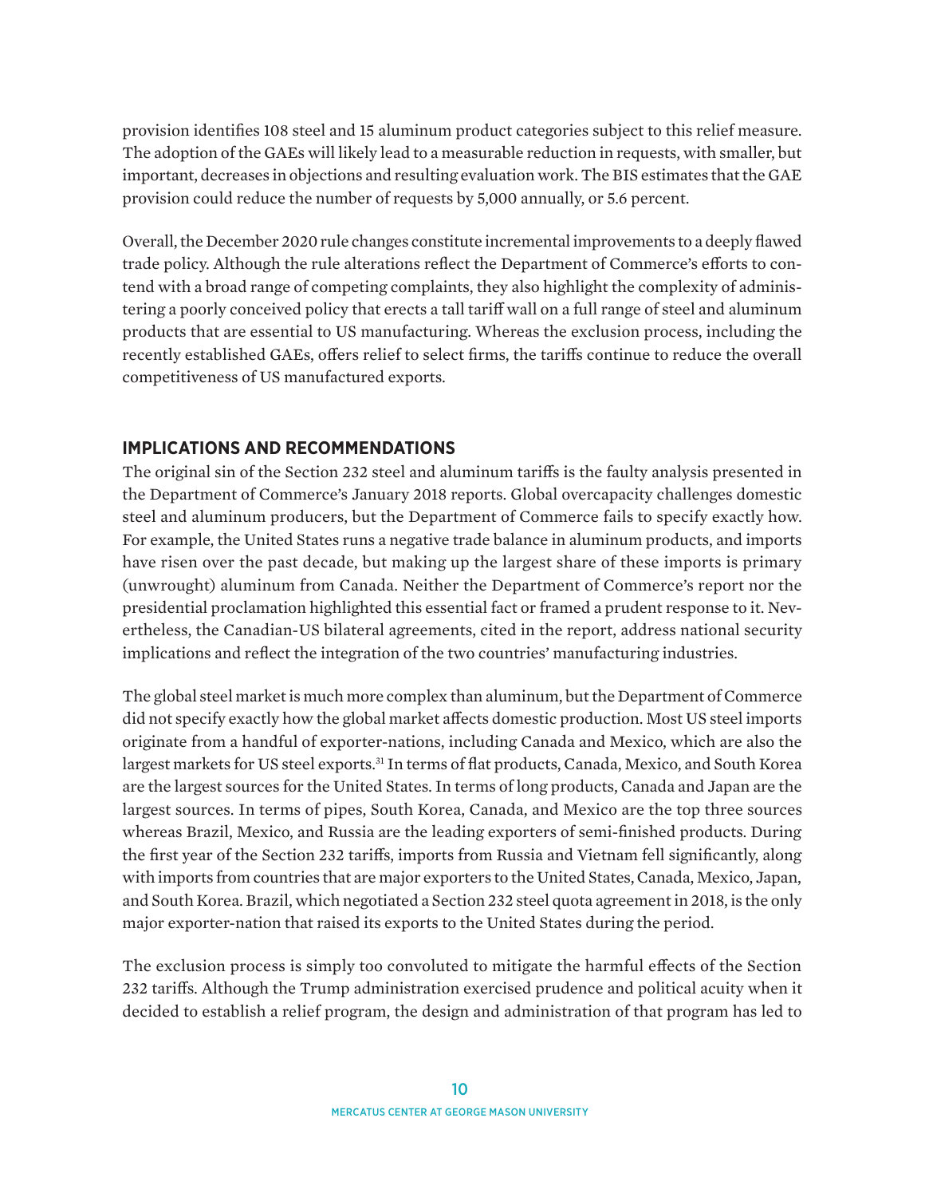provision identifies 108 steel and 15 aluminum product categories subject to this relief measure. The adoption of the GAEs will likely lead to a measurable reduction in requests, with smaller, but important, decreases in objections and resulting evaluation work. The BIS estimates that the GAE provision could reduce the number of requests by 5,000 annually, or 5.6 percent.

Overall, the December 2020 rule changes constitute incremental improvements to a deeply flawed trade policy. Although the rule alterations reflect the Department of Commerce's efforts to contend with a broad range of competing complaints, they also highlight the complexity of administering a poorly conceived policy that erects a tall tariff wall on a full range of steel and aluminum products that are essential to US manufacturing. Whereas the exclusion process, including the recently established GAEs, offers relief to select firms, the tariffs continue to reduce the overall competitiveness of US manufactured exports.

## IMPLICATIONS AND RECOMMENDATIONS

The original sin of the Section 232 steel and aluminum tariffs is the faulty analysis presented in the Department of Commerce's January 2018 reports. Global overcapacity challenges domestic steel and aluminum producers, but the Department of Commerce fails to specify exactly how. For example, the United States runs a negative trade balance in aluminum products, and imports have risen over the past decade, but making up the largest share of these imports is primary (unwrought) aluminum from Canada. Neither the Department of Commerce's report nor the presidential proclamation highlighted this essential fact or framed a prudent response to it. Nevertheless, the Canadian-US bilateral agreements, cited in the report, address national security implications and reflect the integration of the two countries' manufacturing industries.

The global steel market is much more complex than aluminum, but the Department of Commerce did not specify exactly how the global market affects domestic production. Most US steel imports originate from a handful of exporter-nations, including Canada and Mexico, which are also the largest markets for US steel exports.[31] In terms of flat products, Canada, Mexico, and South Korea are the largest sources for the United States. In terms of long products, Canada and Japan are the largest sources. In terms of pipes, South Korea, Canada, and Mexico are the top three sources whereas Brazil, Mexico, and Russia are the leading exporters of semi-finished products. During the first year of the Section 232 tariffs, imports from Russia and Vietnam fell significantly, along with imports from countries that are major exporters to the United States, Canada, Mexico, Japan, and South Korea. Brazil, which negotiated a Section 232 steel quota agreement in 2018, is the only major exporter-nation that raised its exports to the United States during the period.

The exclusion process is simply too convoluted to mitigate the harmful effects of the Section 232 tariffs. Although the Trump administration exercised prudence and political acuity when it decided to establish a relief program, the design and administration of that program has led to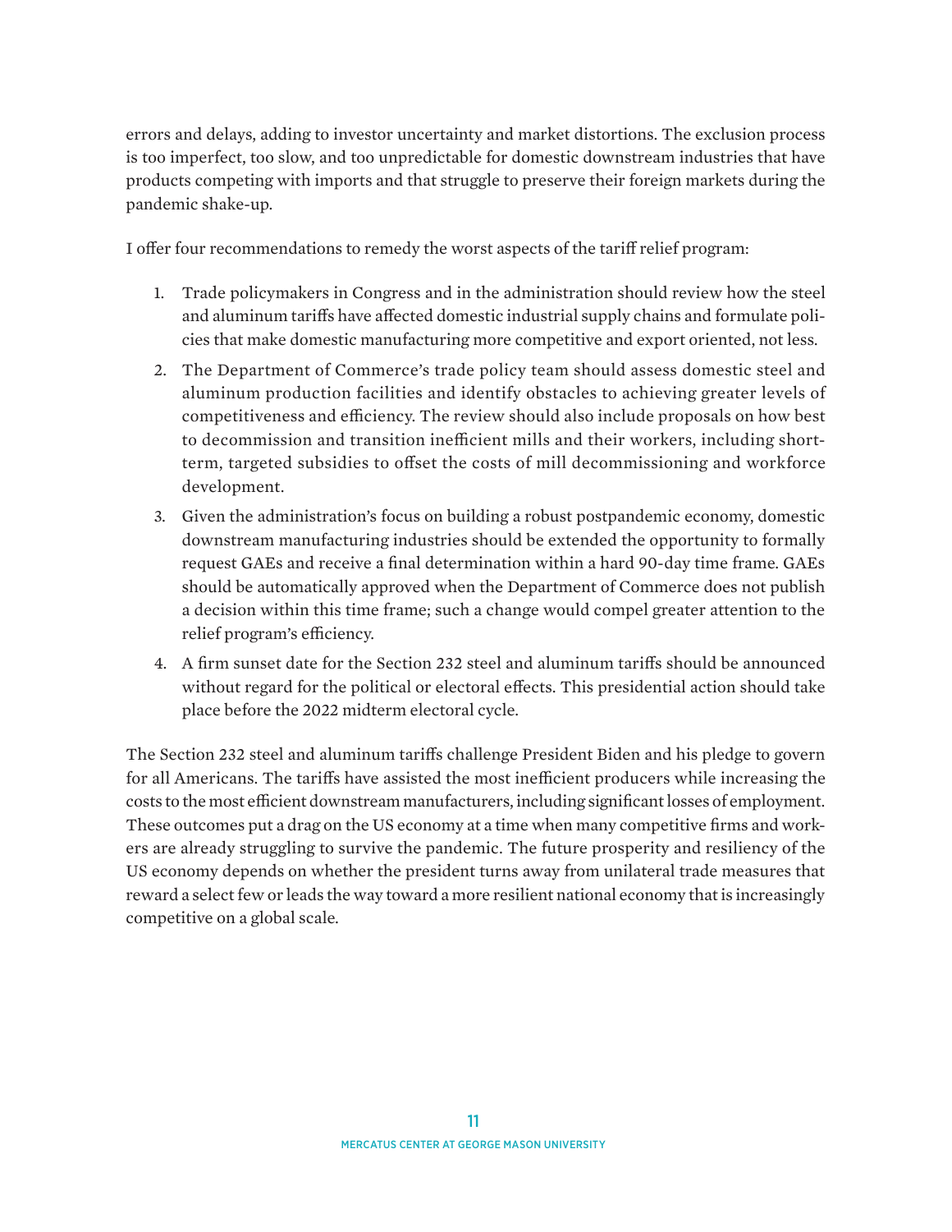errors and delays, adding to investor uncertainty and market distortions. The exclusion process is too imperfect, too slow, and too unpredictable for domestic downstream industries that have products competing with imports and that struggle to preserve their foreign markets during the pandemic shake-up.

I offer four recommendations to remedy the worst aspects of the tariff relief program:

1. Trade policymakers in Congress and in the administration should review how the steel and aluminum tariffs have affected domestic industrial supply chains and formulate policies that make domestic manufacturing more competitive and export oriented, not less.
2. The Department of Commerce's trade policy team should assess domestic steel and aluminum production facilities and identify obstacles to achieving greater levels of competitiveness and efficiency. The review should also include proposals on how best to decommission and transition inefficient mills and their workers, including short-term, targeted subsidies to offset the costs of mill decommissioning and workforce development.
3. Given the administration's focus on building a robust postpandemic economy, domestic downstream manufacturing industries should be extended the opportunity to formally request GAEs and receive a final determination within a hard 90-day time frame. GAEs should be automatically approved when the Department of Commerce does not publish a decision within this time frame; such a change would compel greater attention to the relief program's efficiency.
4. A firm sunset date for the Section 232 steel and aluminum tariffs should be announced without regard for the political or electoral effects. This presidential action should take place before the 2022 midterm electoral cycle.

The Section 232 steel and aluminum tariffs challenge President Biden and his pledge to govern for all Americans. The tariffs have assisted the most inefficient producers while increasing the costs to the most efficient downstream manufacturers, including significant losses of employment. These outcomes put a drag on the US economy at a time when many competitive firms and workers are already struggling to survive the pandemic. The future prosperity and resiliency of the US economy depends on whether the president turns away from unilateral trade measures that reward a select few or leads the way toward a more resilient national economy that is increasingly competitive on a global scale.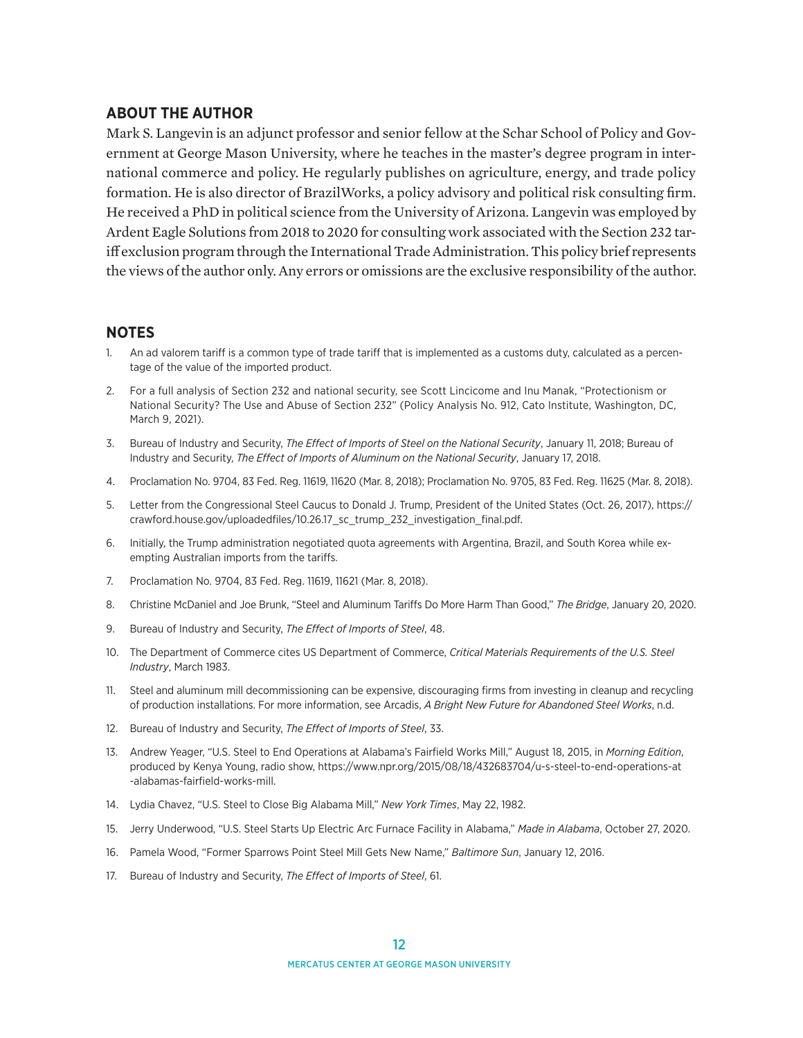## ABOUT THE AUTHOR

Mark S. Langevin is an adjunct professor and senior fellow at the Schar School of Policy and Government at George Mason University, where he teaches in the master's degree program in international commerce and policy. He regularly publishes on agriculture, energy, and trade policy formation. He is also director of BrazilWorks, a policy advisory and political risk consulting firm. He received a PhD in political science from the University of Arizona. Langevin was employed by Ardent Eagle Solutions from 2018 to 2020 for consulting work associated with the Section 232 tariff exclusion program through the International Trade Administration. This policy brief represents the views of the author only. Any errors or omissions are the exclusive responsibility of the author.

## NOTES

1. An ad valorem tariff is a common type of trade tariff that is implemented as a customs duty, calculated as a percentage of the value of the imported product.
2. For a full analysis of Section 232 and national security, see Scott Lincicome and Inu Manak, "Protectionism or National Security? The Use and Abuse of Section 232" (Policy Analysis No. 912, Cato Institute, Washington, DC, March 9, 2021).
3. Bureau of Industry and Security, *The Effect of Imports of Steel on the National Security*, January 11, 2018; Bureau of Industry and Security, *The Effect of Imports of Aluminum on the National Security*, January 17, 2018.
4. Proclamation No. 9704, 83 Fed. Reg. 11619, 11620 (Mar. 8, 2018); Proclamation No. 9705, 83 Fed. Reg. 11625 (Mar. 8, 2018).
5. Letter from the Congressional Steel Caucus to Donald J. Trump, President of the United States (Oct. 26, 2017), https://crawford.house.gov/uploadedfiles/10.26.17_sc_trump_232_investigation_final.pdf.
6. Initially, the Trump administration negotiated quota agreements with Argentina, Brazil, and South Korea while exempting Australian imports from the tariffs.
7. Proclamation No. 9704, 83 Fed. Reg. 11619, 11621 (Mar. 8, 2018).
8. Christine McDaniel and Joe Brunk, "Steel and Aluminum Tariffs Do More Harm Than Good," *The Bridge*, January 20, 2020.
9. Bureau of Industry and Security, *The Effect of Imports of Steel*, 48.
10. The Department of Commerce cites US Department of Commerce, *Critical Materials Requirements of the U.S. Steel Industry*, March 1983.
11. Steel and aluminum mill decommissioning can be expensive, discouraging firms from investing in cleanup and recycling of production installations. For more information, see Arcadis, *A Bright New Future for Abandoned Steel Works*, n.d.
12. Bureau of Industry and Security, *The Effect of Imports of Steel*, 33.
13. Andrew Yeager, "U.S. Steel to End Operations at Alabama's Fairfield Works Mill," August 18, 2015, in *Morning Edition*, produced by Kenya Young, radio show, https://www.npr.org/2015/08/18/432683704/u-s-steel-to-end-operations-at-alabamas-fairfield-works-mill.
14. Lydia Chavez, "U.S. Steel to Close Big Alabama Mill," *New York Times*, May 22, 1982.
15. Jerry Underwood, "U.S. Steel Starts Up Electric Arc Furnace Facility in Alabama," *Made in Alabama*, October 27, 2020.
16. Pamela Wood, "Former Sparrows Point Steel Mill Gets New Name," *Baltimore Sun*, January 12, 2016.
17. Bureau of Industry and Security, *The Effect of Imports of Steel*, 61.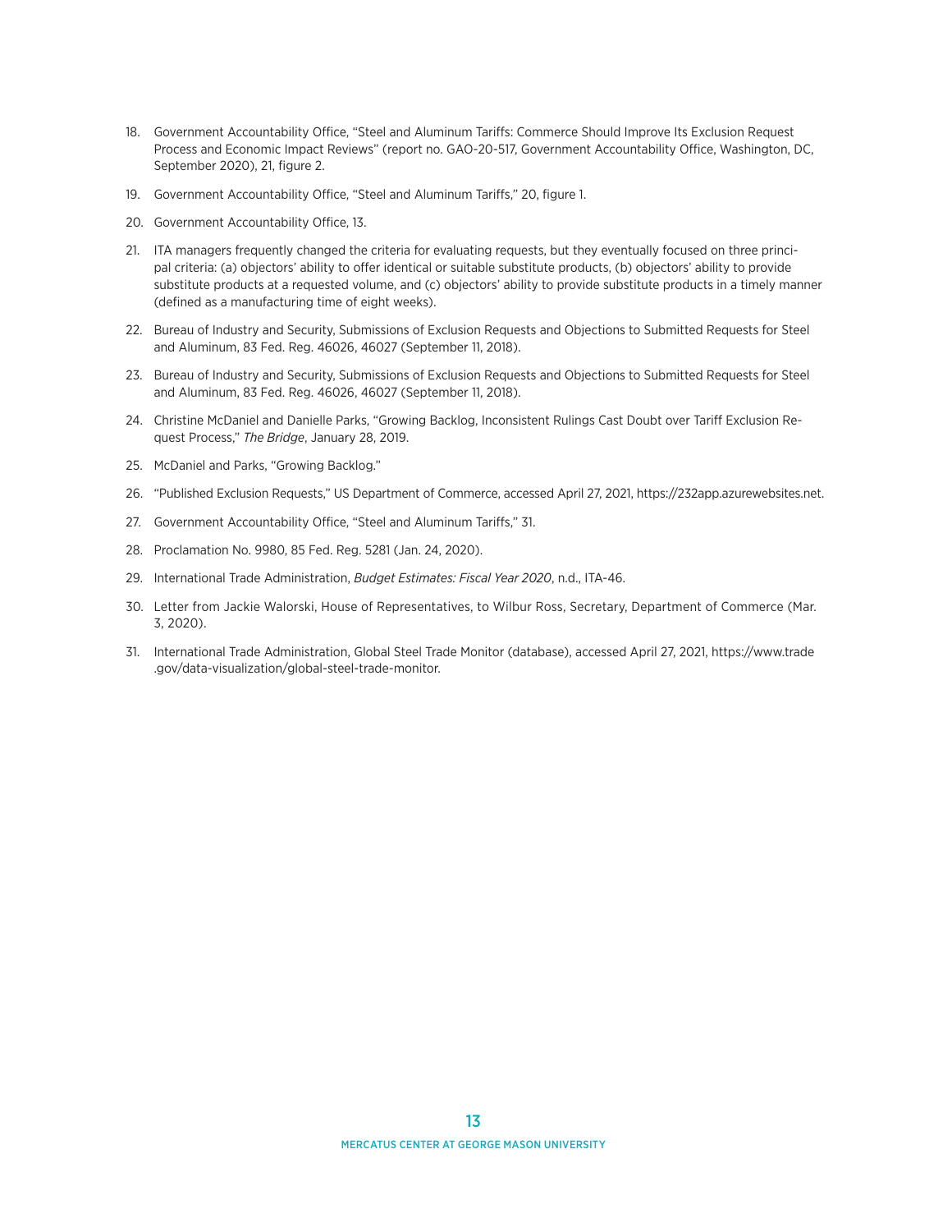18. Government Accountability Office, "Steel and Aluminum Tariffs: Commerce Should Improve Its Exclusion Request Process and Economic Impact Reviews" (report no. GAO-20-517, Government Accountability Office, Washington, DC, September 2020), 21, figure 2.

19. Government Accountability Office, "Steel and Aluminum Tariffs," 20, figure 1.

20. Government Accountability Office, 13.

21. ITA managers frequently changed the criteria for evaluating requests, but they eventually focused on three principal criteria: (a) objectors' ability to offer identical or suitable substitute products, (b) objectors' ability to provide substitute products at a requested volume, and (c) objectors' ability to provide substitute products in a timely manner (defined as a manufacturing time of eight weeks).

22. Bureau of Industry and Security, Submissions of Exclusion Requests and Objections to Submitted Requests for Steel and Aluminum, 83 Fed. Reg. 46026, 46027 (September 11, 2018).

23. Bureau of Industry and Security, Submissions of Exclusion Requests and Objections to Submitted Requests for Steel and Aluminum, 83 Fed. Reg. 46026, 46027 (September 11, 2018).

24. Christine McDaniel and Danielle Parks, "Growing Backlog, Inconsistent Rulings Cast Doubt over Tariff Exclusion Request Process," *The Bridge*, January 28, 2019.

25. McDaniel and Parks, "Growing Backlog."

26. "Published Exclusion Requests," US Department of Commerce, accessed April 27, 2021, https://232app.azurewebsites.net.

27. Government Accountability Office, "Steel and Aluminum Tariffs," 31.

28. Proclamation No. 9980, 85 Fed. Reg. 5281 (Jan. 24, 2020).

29. International Trade Administration, *Budget Estimates: Fiscal Year 2020*, n.d., ITA-46.

30. Letter from Jackie Walorski, House of Representatives, to Wilbur Ross, Secretary, Department of Commerce (Mar. 3, 2020).

31. International Trade Administration, Global Steel Trade Monitor (database), accessed April 27, 2021, https://www.trade.gov/data-visualization/global-steel-trade-monitor.